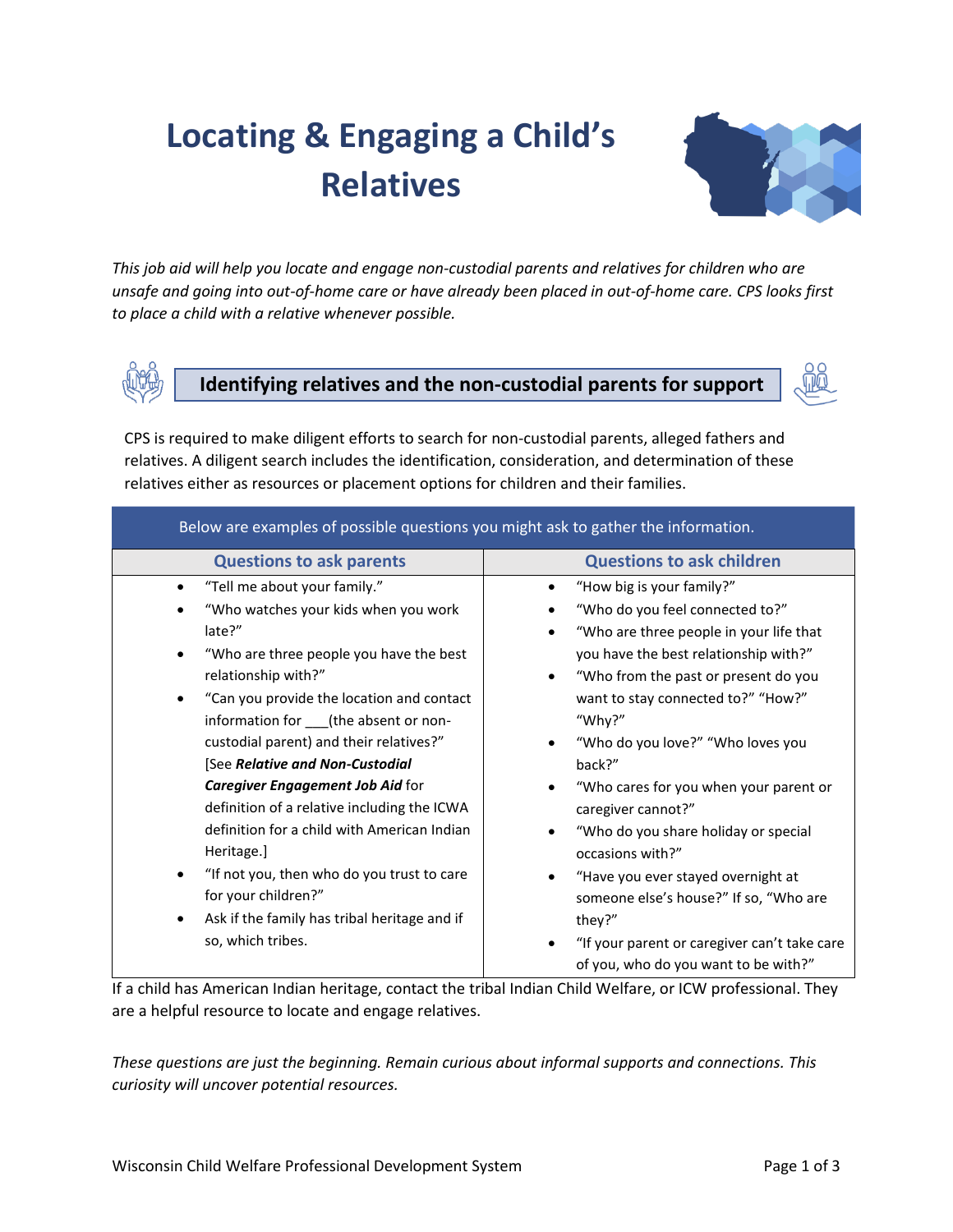# Locating & Engaging a Child's Relatives

*This job aid will help you locate and engage non-custodial parents and relatives for children who are unsafe and going into out-of-home care or have already been placed in out-of-home care. CPS looks first to place a child with a relative whenever possible.*

## Identifying relatives and the non-custodial parents for support

CPS is required to make diligent efforts to search for non-custodial parents, alleged fathers and relatives. A diligent search includes the identification, consideration, and determination of these relatives either as resources or placement options for children and their families.

| Below are examples of possible questions you might ask to gather the information. | |
|---|---|
| **Questions to ask parents** | **Questions to ask children** |
| • "Tell me about your family."<br>• "Who watches your kids when you work late?"<br>• "Who are three people you have the best relationship with?"<br>• "Can you provide the location and contact information for ___(the absent or non-custodial parent) and their relatives?" [See ***Relative and Non-Custodial Caregiver Engagement Job Aid*** for definition of a relative including the ICWA definition for a child with American Indian Heritage.]<br>• "If not you, then who do you trust to care for your children?"<br>• Ask if the family has tribal heritage and if so, which tribes. | • "How big is your family?"<br>• "Who do you feel connected to?"<br>• "Who are three people in your life that you have the best relationship with?"<br>• "Who from the past or present do you want to stay connected to?" "How?" "Why?"<br>• "Who do you love?" "Who loves you back?"<br>• "Who cares for you when your parent or caregiver cannot?"<br>• "Who do you share holiday or special occasions with?"<br>• "Have you ever stayed overnight at someone else's house?" If so, "Who are they?"<br>• "If your parent or caregiver can't take care of you, who do you want to be with?" |

If a child has American Indian heritage, contact the tribal Indian Child Welfare, or ICW professional. They are a helpful resource to locate and engage relatives.

*These questions are just the beginning. Remain curious about informal supports and connections. This curiosity will uncover potential resources.*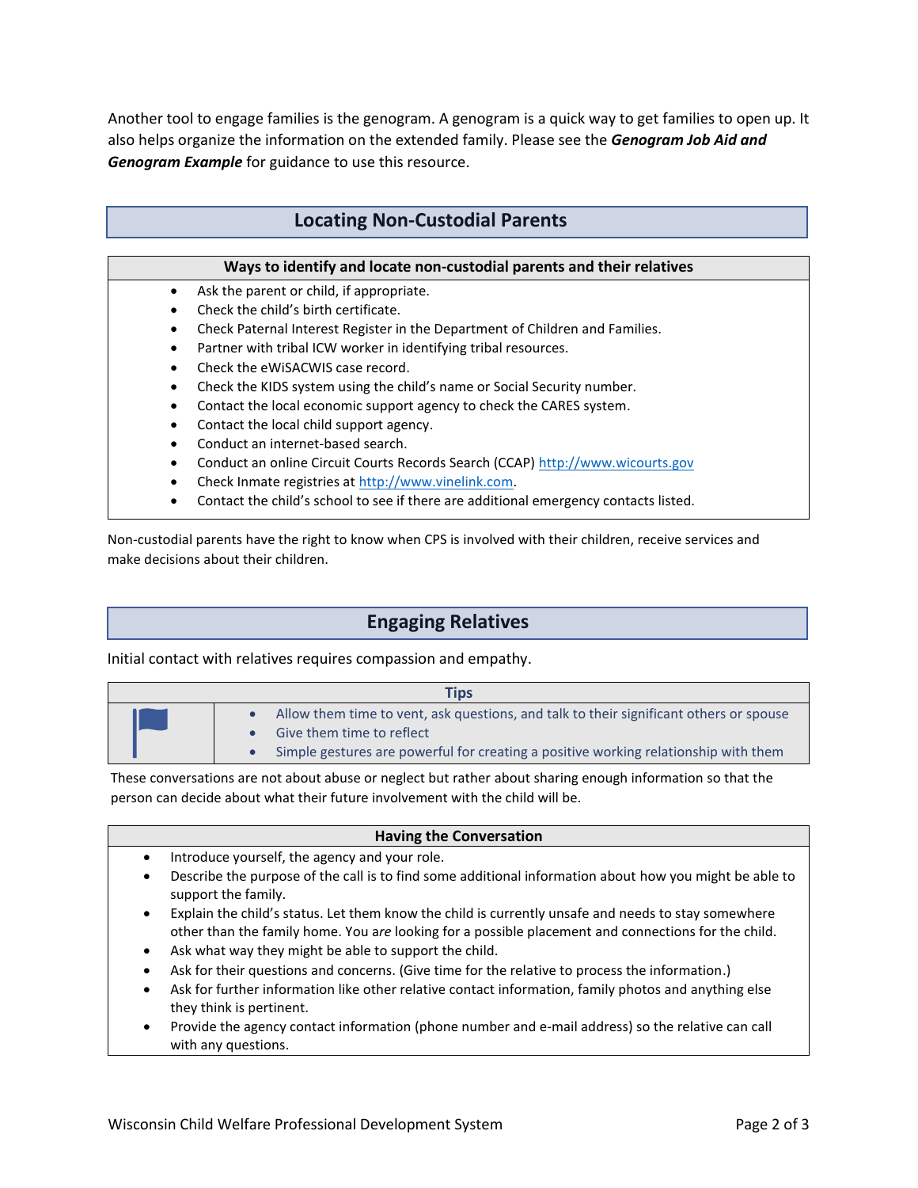Another tool to engage families is the genogram. A genogram is a quick way to get families to open up. It also helps organize the information on the extended family. Please see the ***Genogram Job Aid and Genogram Example*** for guidance to use this resource.

## Locating Non-Custodial Parents

**Ways to identify and locate non-custodial parents and their relatives**

- Ask the parent or child, if appropriate.
- Check the child's birth certificate.
- Check Paternal Interest Register in the Department of Children and Families.
- Partner with tribal ICW worker in identifying tribal resources.
- Check the eWiSACWIS case record.
- Check the KIDS system using the child's name or Social Security number.
- Contact the local economic support agency to check the CARES system.
- Contact the local child support agency.
- Conduct an internet-based search.
- Conduct an online Circuit Courts Records Search (CCAP) http://www.wicourts.gov
- Check Inmate registries at http://www.vinelink.com.
- Contact the child's school to see if there are additional emergency contacts listed.

Non-custodial parents have the right to know when CPS is involved with their children, receive services and make decisions about their children.

## Engaging Relatives

Initial contact with relatives requires compassion and empathy.

**Tips**

- Allow them time to vent, ask questions, and talk to their significant others or spouse
- Give them time to reflect
- Simple gestures are powerful for creating a positive working relationship with them

These conversations are not about abuse or neglect but rather about sharing enough information so that the person can decide about what their future involvement with the child will be.

**Having the Conversation**

- Introduce yourself, the agency and your role.
- Describe the purpose of the call is to find some additional information about how you might be able to support the family.
- Explain the child's status. Let them know the child is currently unsafe and needs to stay somewhere other than the family home. You *are* looking for a possible placement and connections for the child.
- Ask what way they might be able to support the child.
- Ask for their questions and concerns. (Give time for the relative to process the information.)
- Ask for further information like other relative contact information, family photos and anything else they think is pertinent.
- Provide the agency contact information (phone number and e-mail address) so the relative can call with any questions.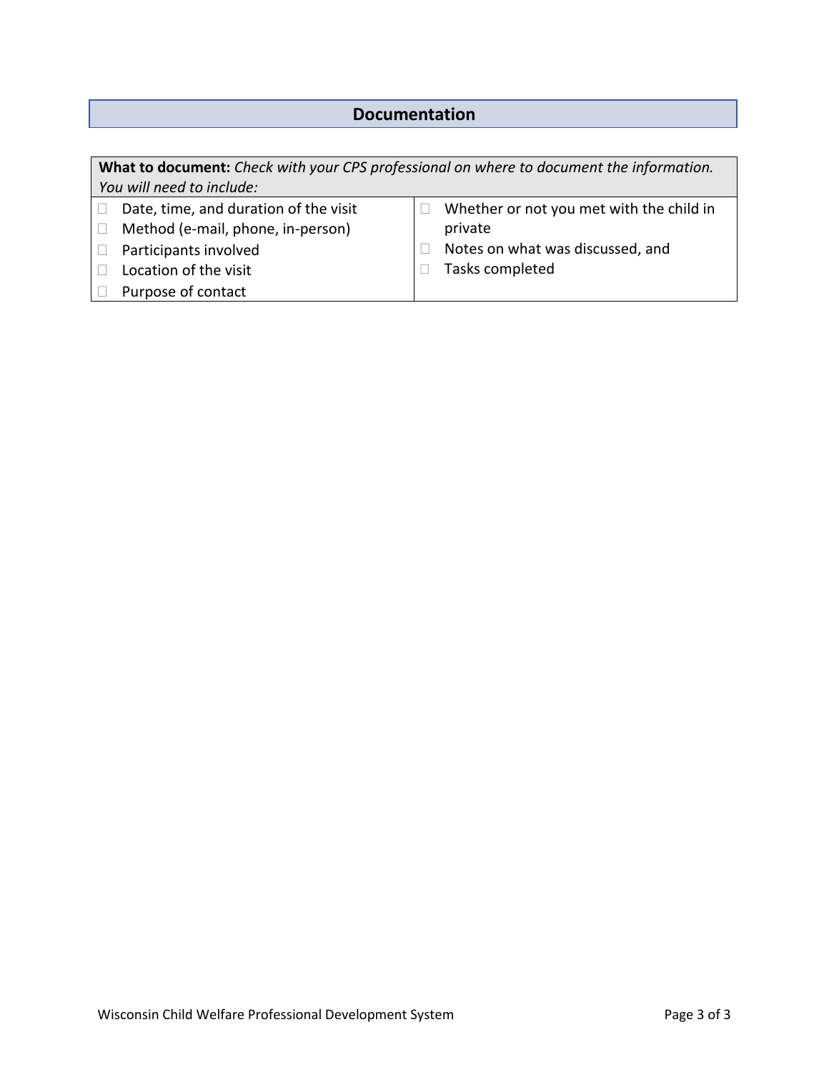## Documentation

| **What to document:** *Check with your CPS professional on where to document the information. You will need to include:* | |
|---|---|
| ☐ Date, time, and duration of the visit<br>☐ Method (e-mail, phone, in-person)<br>☐ Participants involved<br>☐ Location of the visit<br>☐ Purpose of contact | ☐ Whether or not you met with the child in private<br>☐ Notes on what was discussed, and<br>☐ Tasks completed |